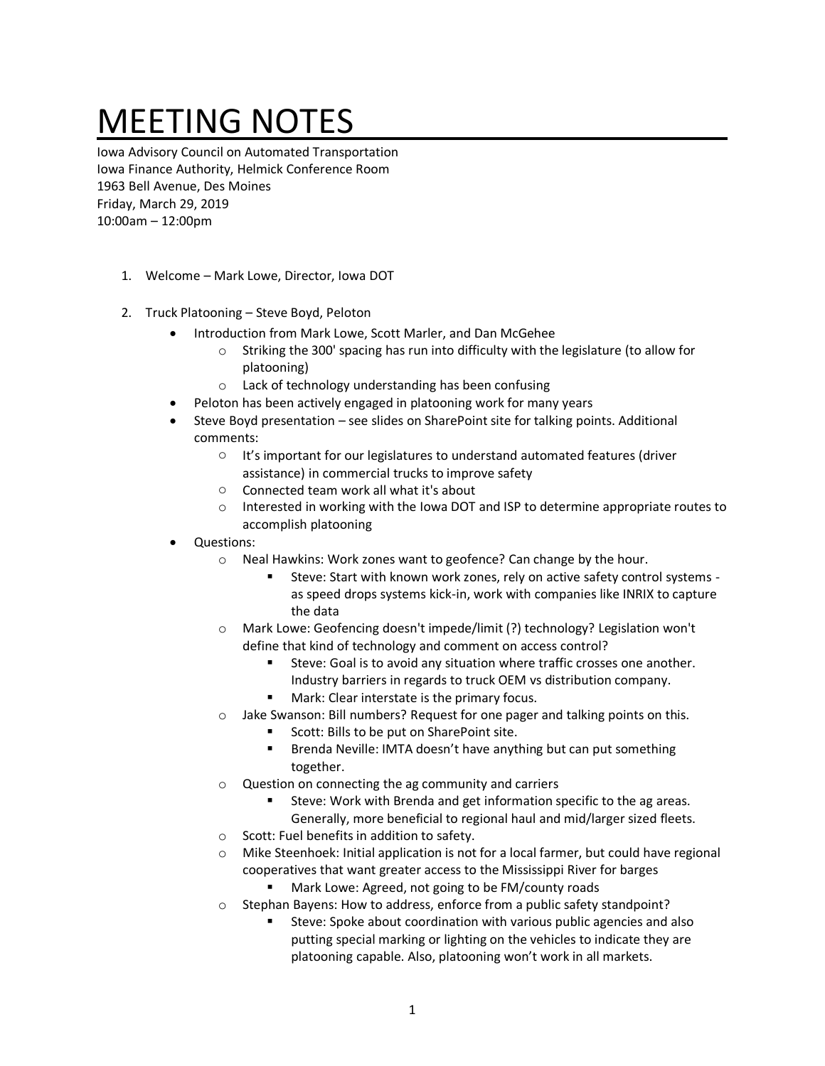# MEETING NOTES

Iowa Advisory Council on Automated Transportation
Iowa Finance Authority, Helmick Conference Room
1963 Bell Avenue, Des Moines
Friday, March 29, 2019
10:00am – 12:00pm

1. Welcome – Mark Lowe, Director, Iowa DOT

2. Truck Platooning – Steve Boyd, Peloton
   - Introduction from Mark Lowe, Scott Marler, and Dan McGehee
     - Striking the 300' spacing has run into difficulty with the legislature (to allow for platooning)
     - Lack of technology understanding has been confusing
   - Peloton has been actively engaged in platooning work for many years
   - Steve Boyd presentation – see slides on SharePoint site for talking points. Additional comments:
     - It's important for our legislatures to understand automated features (driver assistance) in commercial trucks to improve safety
     - Connected team work all what it's about
     - Interested in working with the Iowa DOT and ISP to determine appropriate routes to accomplish platooning
   - Questions:
     - Neal Hawkins: Work zones want to geofence? Can change by the hour.
       - Steve: Start with known work zones, rely on active safety control systems - as speed drops systems kick-in, work with companies like INRIX to capture the data
     - Mark Lowe: Geofencing doesn't impede/limit (?) technology? Legislation won't define that kind of technology and comment on access control?
       - Steve: Goal is to avoid any situation where traffic crosses one another. Industry barriers in regards to truck OEM vs distribution company.
       - Mark: Clear interstate is the primary focus.
     - Jake Swanson: Bill numbers? Request for one pager and talking points on this.
       - Scott: Bills to be put on SharePoint site.
       - Brenda Neville: IMTA doesn't have anything but can put something together.
     - Question on connecting the ag community and carriers
       - Steve: Work with Brenda and get information specific to the ag areas. Generally, more beneficial to regional haul and mid/larger sized fleets.
     - Scott: Fuel benefits in addition to safety.
     - Mike Steenhoek: Initial application is not for a local farmer, but could have regional cooperatives that want greater access to the Mississippi River for barges
       - Mark Lowe: Agreed, not going to be FM/county roads
     - Stephan Bayens: How to address, enforce from a public safety standpoint?
       - Steve: Spoke about coordination with various public agencies and also putting special marking or lighting on the vehicles to indicate they are platooning capable. Also, platooning won't work in all markets.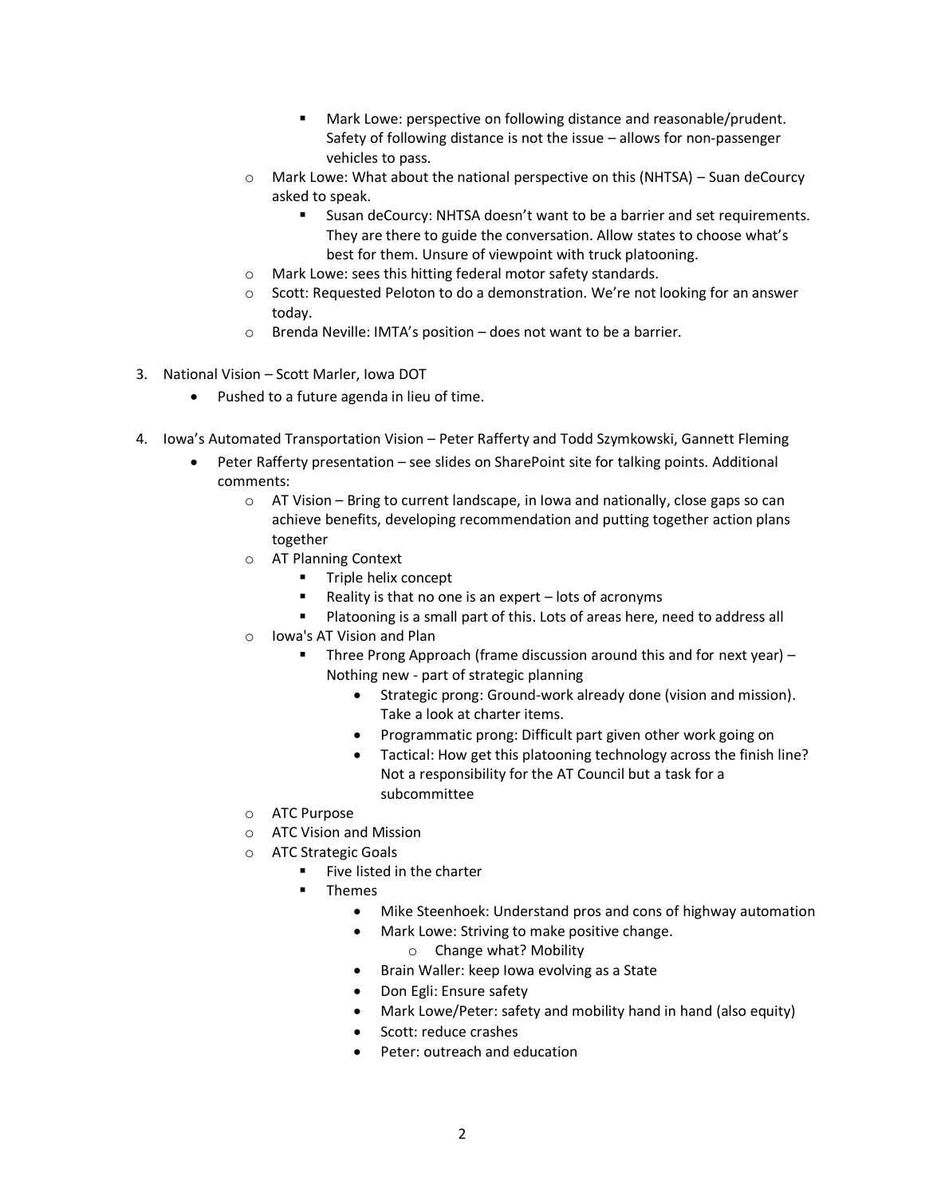- Mark Lowe: perspective on following distance and reasonable/prudent. Safety of following distance is not the issue – allows for non-passenger vehicles to pass.
        - Mark Lowe: What about the national perspective on this (NHTSA) – Suan deCourcy asked to speak.
            - Susan deCourcy: NHTSA doesn't want to be a barrier and set requirements. They are there to guide the conversation. Allow states to choose what's best for them. Unsure of viewpoint with truck platooning.
        - Mark Lowe: sees this hitting federal motor safety standards.
        - Scott: Requested Peloton to do a demonstration. We're not looking for an answer today.
        - Brenda Neville: IMTA's position – does not want to be a barrier.

3. National Vision – Scott Marler, Iowa DOT
    - Pushed to a future agenda in lieu of time.

4. Iowa's Automated Transportation Vision – Peter Rafferty and Todd Szymkowski, Gannett Fleming
    - Peter Rafferty presentation – see slides on SharePoint site for talking points. Additional comments:
        - AT Vision – Bring to current landscape, in Iowa and nationally, close gaps so can achieve benefits, developing recommendation and putting together action plans together
        - AT Planning Context
            - Triple helix concept
            - Reality is that no one is an expert – lots of acronyms
            - Platooning is a small part of this. Lots of areas here, need to address all
        - Iowa's AT Vision and Plan
            - Three Prong Approach (frame discussion around this and for next year) – Nothing new - part of strategic planning
                - Strategic prong: Ground-work already done (vision and mission). Take a look at charter items.
                - Programmatic prong: Difficult part given other work going on
                - Tactical: How get this platooning technology across the finish line? Not a responsibility for the AT Council but a task for a subcommittee
        - ATC Purpose
        - ATC Vision and Mission
        - ATC Strategic Goals
            - Five listed in the charter
            - Themes
                - Mike Steenhoek: Understand pros and cons of highway automation
                - Mark Lowe: Striving to make positive change.
                    - Change what? Mobility
                - Brain Waller: keep Iowa evolving as a State
                - Don Egli: Ensure safety
                - Mark Lowe/Peter: safety and mobility hand in hand (also equity)
                - Scott: reduce crashes
                - Peter: outreach and education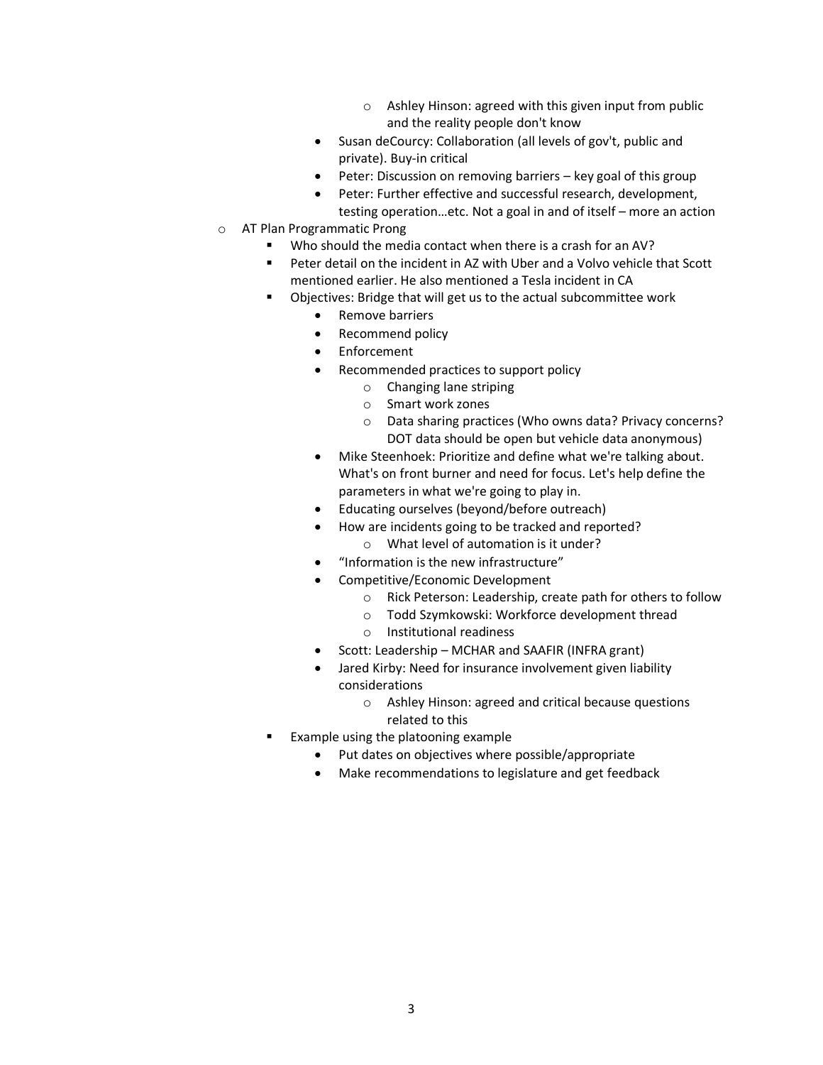- Ashley Hinson: agreed with this given input from public and the reality people don't know
    - Susan deCourcy: Collaboration (all levels of gov't, public and private). Buy-in critical
    - Peter: Discussion on removing barriers – key goal of this group
    - Peter: Further effective and successful research, development, testing operation…etc. Not a goal in and of itself – more an action
- AT Plan Programmatic Prong
  - Who should the media contact when there is a crash for an AV?
  - Peter detail on the incident in AZ with Uber and a Volvo vehicle that Scott mentioned earlier. He also mentioned a Tesla incident in CA
  - Objectives: Bridge that will get us to the actual subcommittee work
    - Remove barriers
    - Recommend policy
    - Enforcement
    - Recommended practices to support policy
      - Changing lane striping
      - Smart work zones
      - Data sharing practices (Who owns data? Privacy concerns? DOT data should be open but vehicle data anonymous)
    - Mike Steenhoek: Prioritize and define what we're talking about. What's on front burner and need for focus. Let's help define the parameters in what we're going to play in.
    - Educating ourselves (beyond/before outreach)
    - How are incidents going to be tracked and reported?
      - What level of automation is it under?
    - "Information is the new infrastructure"
    - Competitive/Economic Development
      - Rick Peterson: Leadership, create path for others to follow
      - Todd Szymkowski: Workforce development thread
      - Institutional readiness
    - Scott: Leadership – MCHAR and SAAFIR (INFRA grant)
    - Jared Kirby: Need for insurance involvement given liability considerations
      - Ashley Hinson: agreed and critical because questions related to this
  - Example using the platooning example
    - Put dates on objectives where possible/appropriate
    - Make recommendations to legislature and get feedback